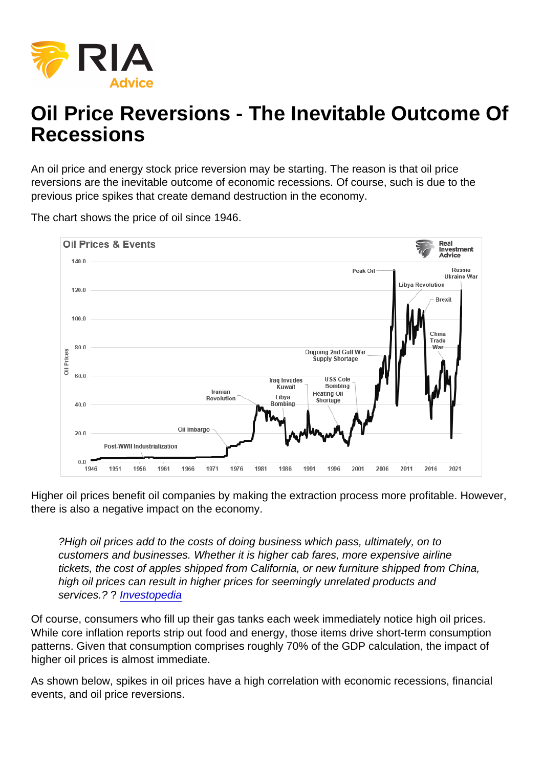# Oil Price Reversions - The Inevitable Outcome Of Recessions

An oil price and energy stock price reversion may be starting. The reason is that oil price reversions are the inevitable outcome of economic recessions. Of course, such is due to the previous price spikes that create demand destruction in the economy.

The chart shows the price of oil since 1946.

Oil Prices & Events

Real Investment Advice

140.0
120.0
100.0
80.0
60.0
40.0
20.0
0.0

Oil Prices

1946 1951 1956 1961 1966 1971 1976 1981 1986 1991 1996 2001 2006 2011 2016 2021

Post-WWII Industrialization
Oil Imbargo
Iranian Revolution
Iraq Invades Kuwait
Libya Bombing
USS Cole Bombing
Heating Oil Shortage
Ongoing 2nd Gulf War Supply Shortage
Peak Oil
Libya Revolution
Brexit
China Trade War
Russia Ukraine War

Higher oil prices benefit oil companies by making the extraction process more profitable. However, there is also a negative impact on the economy.

> ?High oil prices add to the costs of doing business which pass, ultimately, on to customers and businesses. Whether it is higher cab fares, more expensive airline tickets, the cost of apples shipped from California, or new furniture shipped from China, high oil prices can result in higher prices for seemingly unrelated products and services.? ? [Investopedia]

Of course, consumers who fill up their gas tanks each week immediately notice high oil prices. While core inflation reports strip out food and energy, those items drive short-term consumption patterns. Given that consumption comprises roughly 70% of the GDP calculation, the impact of higher oil prices is almost immediate.

As shown below, spikes in oil prices have a high correlation with economic recessions, financial events, and oil price reversions.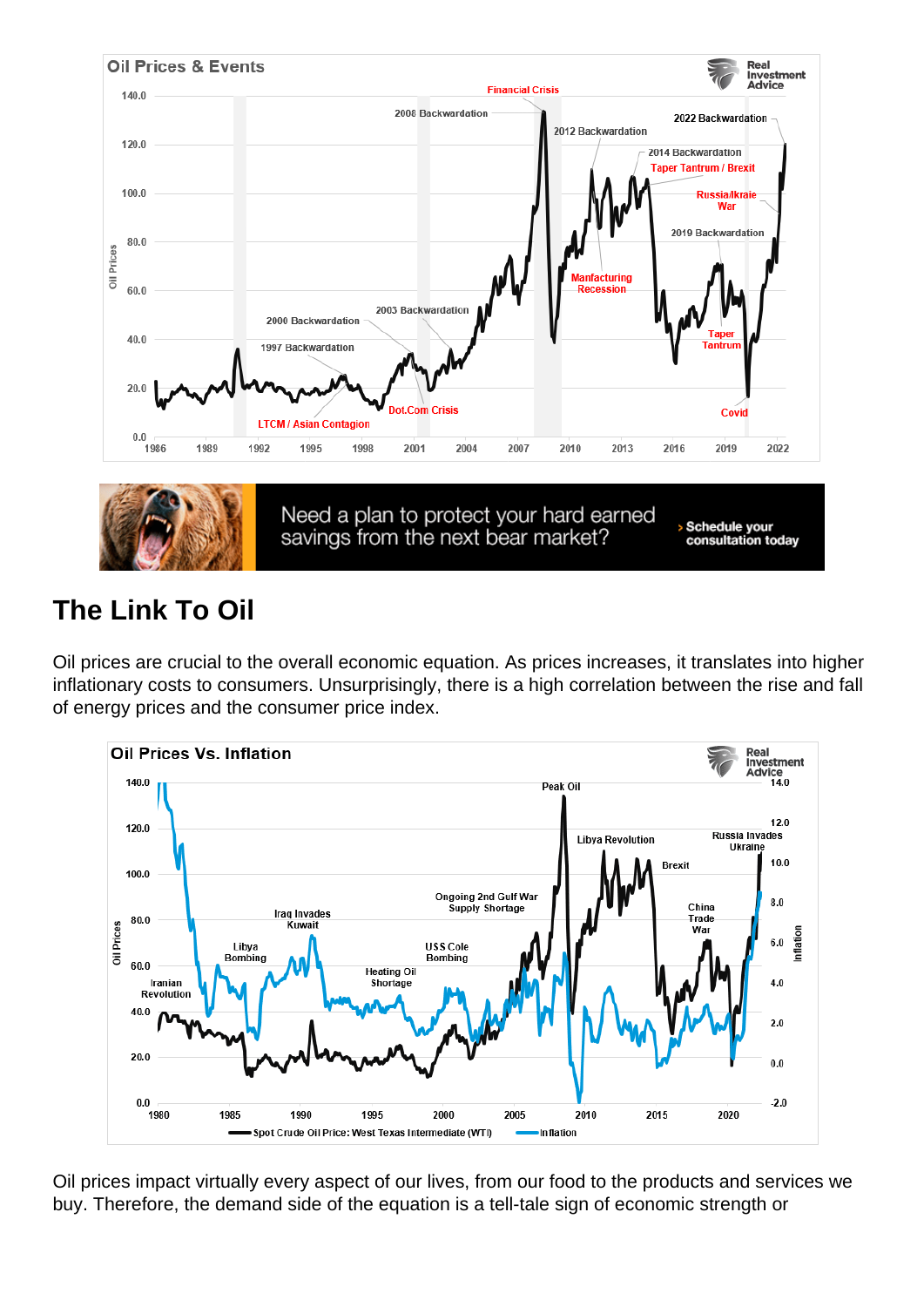Oil Prices & Events

Real Investment Advice

140.0
120.0
100.0
80.0
60.0
40.0
20.0
0.0

Oil Prices

1986 1989 1992 1995 1998 2001 2004 2007 2010 2013 2016 2019 2022

Financial Crisis
2008 Backwardation
2012 Backwardation
2022 Backwardation
2014 Backwardation
Taper Tantrum / Brexit
Russia/Ukraie War
2019 Backwardation
Manfacturing Recession
2003 Backwardation
2000 Backwardation
1997 Backwardation
Taper Tantrum
Dot.Com Crisis
LTCM / Asian Contagion
Covid

Need a plan to protect your hard earned savings from the next bear market?

› Schedule your consultation today

## The Link To Oil

Oil prices are crucial to the overall economic equation. As prices increases, it translates into higher inflationary costs to consumers. Unsurprisingly, there is a high correlation between the rise and fall of energy prices and the consumer price index.

Oil Prices Vs. Inflation

Real Investment Advice

140.0
120.0
100.0
80.0
60.0
40.0
20.0
0.0

Oil Prices

14.0
12.0
10.0
8.0
6.0
4.0
2.0
0.0
-2.0

Inflation

1980 1985 1990 1995 2000 2005 2010 2015 2020

Peak Oil
Libya Revolution
Brexit
Russia Invades Ukraine
China Trade War
Ongoing 2nd Gulf War Supply Shortage
Iraq Invades Kuwait
Libya Bombing
USS Cole Bombing
Heating Oil Shortage
Iranian Revolution

Spot Crude Oil Price: West Texas Intermediate (WTI)
Inflation

Oil prices impact virtually every aspect of our lives, from our food to the products and services we buy. Therefore, the demand side of the equation is a tell-tale sign of economic strength or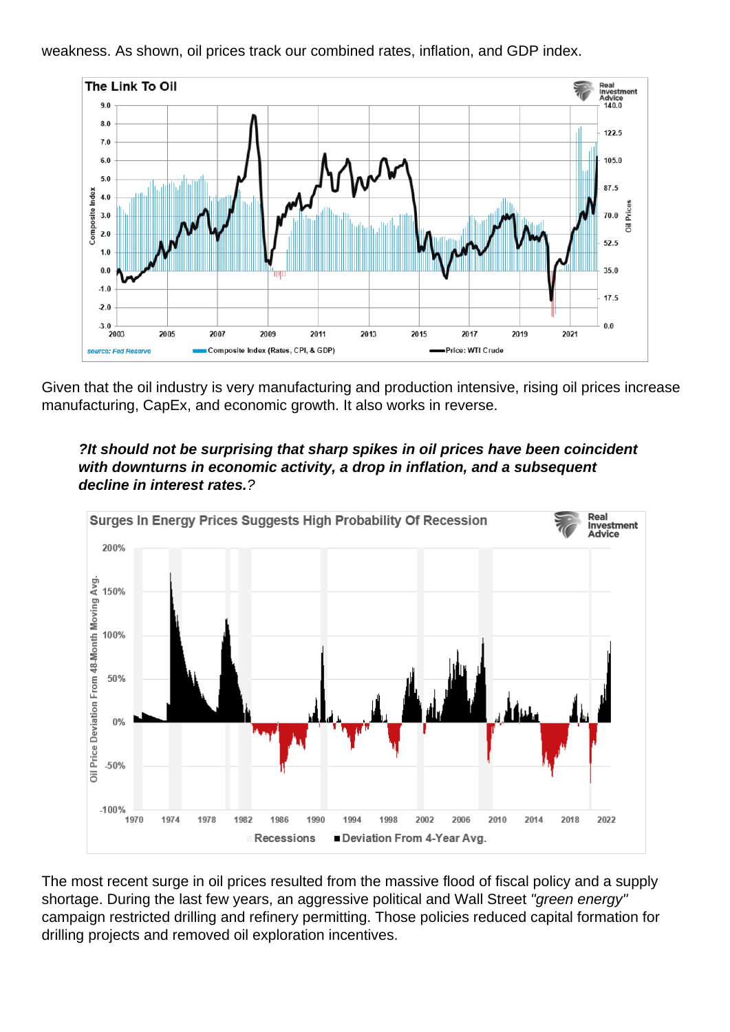weakness. As shown, oil prices track our combined rates, inflation, and GDP index.

The Link To Oil

Real Investment Advice

Composite Index

9.0
8.0
7.0
6.0
5.0
4.0
3.0
2.0
1.0
0.0
-1.0
-2.0
-3.0

140.0
122.5
105.0
87.5
70.0
52.5
35.0
17.5
0.0

Oil Prices

2003 2005 2007 2009 2011 2013 2015 2017 2019 2021

Source: Fed Reserve

Composite Index (Rates, CPI, & GDP)

Price: WTI Crude

Given that the oil industry is very manufacturing and production intensive, rising oil prices increase manufacturing, CapEx, and economic growth. It also works in reverse.

> ?***It should not be surprising that sharp spikes in oil prices have been coincident with downturns in economic activity, a drop in inflation, and a subsequent decline in interest rates.***?

Surges In Energy Prices Suggests High Probability Of Recession

Real Investment Advice

Oil Price Deviation From 48-Month Moving Avg.

200%
150%
100%
50%
0%
-50%
-100%

1970 1974 1978 1982 1986 1990 1994 1998 2002 2006 2010 2014 2018 2022

Recessions

Deviation From 4-Year Avg.

The most recent surge in oil prices resulted from the massive flood of fiscal policy and a supply shortage. During the last few years, an aggressive political and Wall Street *"green energy"* campaign restricted drilling and refinery permitting. Those policies reduced capital formation for drilling projects and removed oil exploration incentives.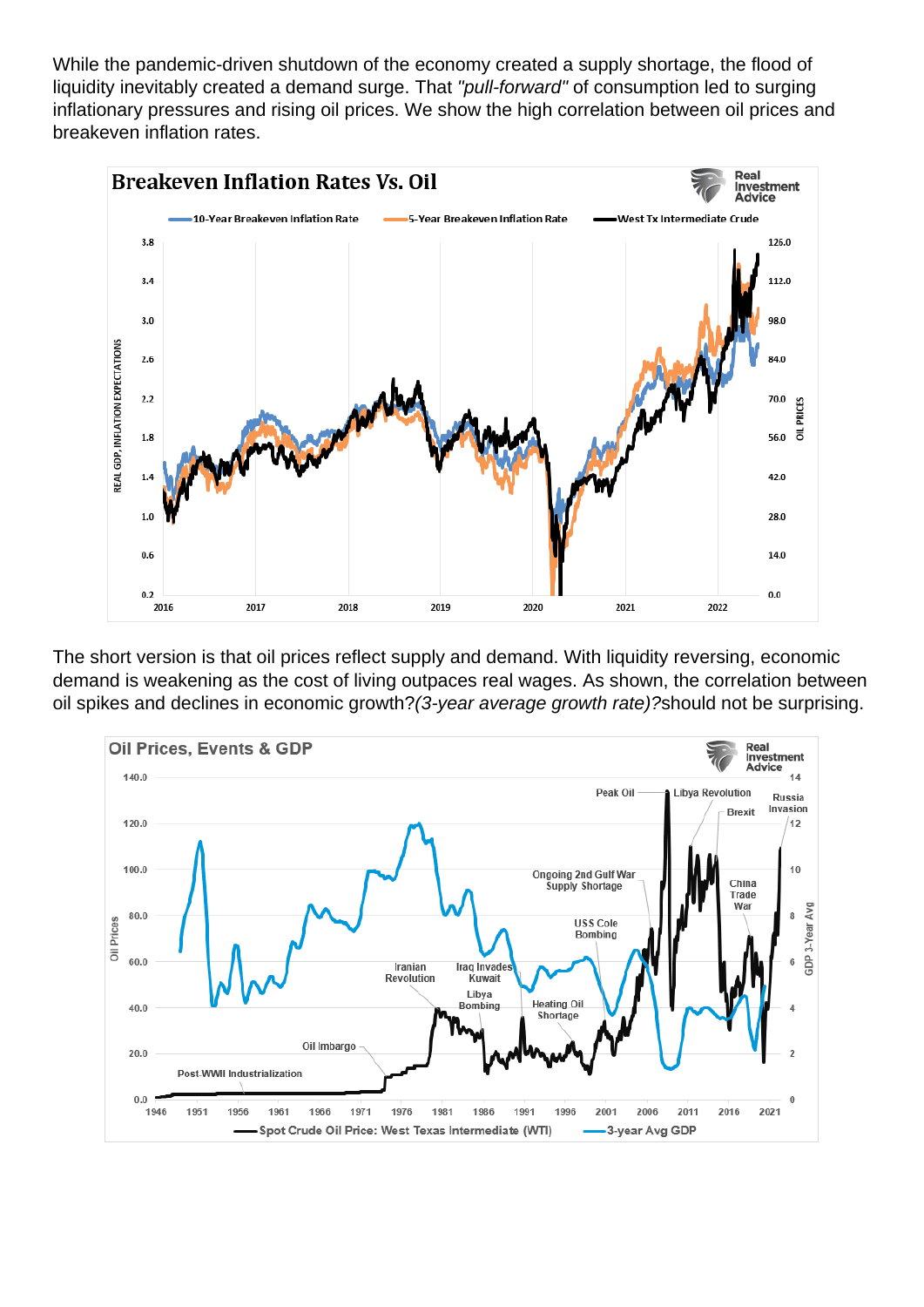While the pandemic-driven shutdown of the economy created a supply shortage, the flood of liquidity inevitably created a demand surge. That *"pull-forward"* of consumption led to surging inflationary pressures and rising oil prices. We show the high correlation between oil prices and breakeven inflation rates.

**Breakeven Inflation Rates Vs. Oil**

Real Investment Advice

10-Year Breakeven Inflation Rate
5-Year Breakeven Inflation Rate
West Tx Intermediate Crude

REAL GDP, INFLATION EXPECTATIONS

3.8
3.4
3.0
2.6
2.2
1.8
1.4
1.0
0.6
0.2

OIL PRICES

126.0
112.0
98.0
84.0
70.0
56.0
42.0
28.0
14.0
0.0

2016
2017
2018
2019
2020
2021
2022

The short version is that oil prices reflect supply and demand. With liquidity reversing, economic demand is weakening as the cost of living outpaces real wages. As shown, the correlation between oil spikes and declines in economic growth?*(3-year average growth rate)?*should not be surprising.

**Oil Prices, Events & GDP**

Real Investment Advice

Oil Prices

140.0
120.0
100.0
80.0
60.0
40.0
20.0
0.0

GDP 3-Year Avg

14
12
10
8
6
4
2
0

Peak Oil
Libya Revolution
Brexit
Russia Invasion
China Trade War
Ongoing 2nd Gulf War Supply Shortage
USS Cole Bombing
Iranian Revolution
Iraq Invades Kuwait
Libya Bombing
Heating Oil Shortage
Oil Imbargo
Post-WWII Industrialization

1946
1951
1956
1961
1966
1971
1976
1981
1986
1991
1996
2001
2006
2011
2016
2021

Spot Crude Oil Price: West Texas Intermediate (WTI)
3-year Avg GDP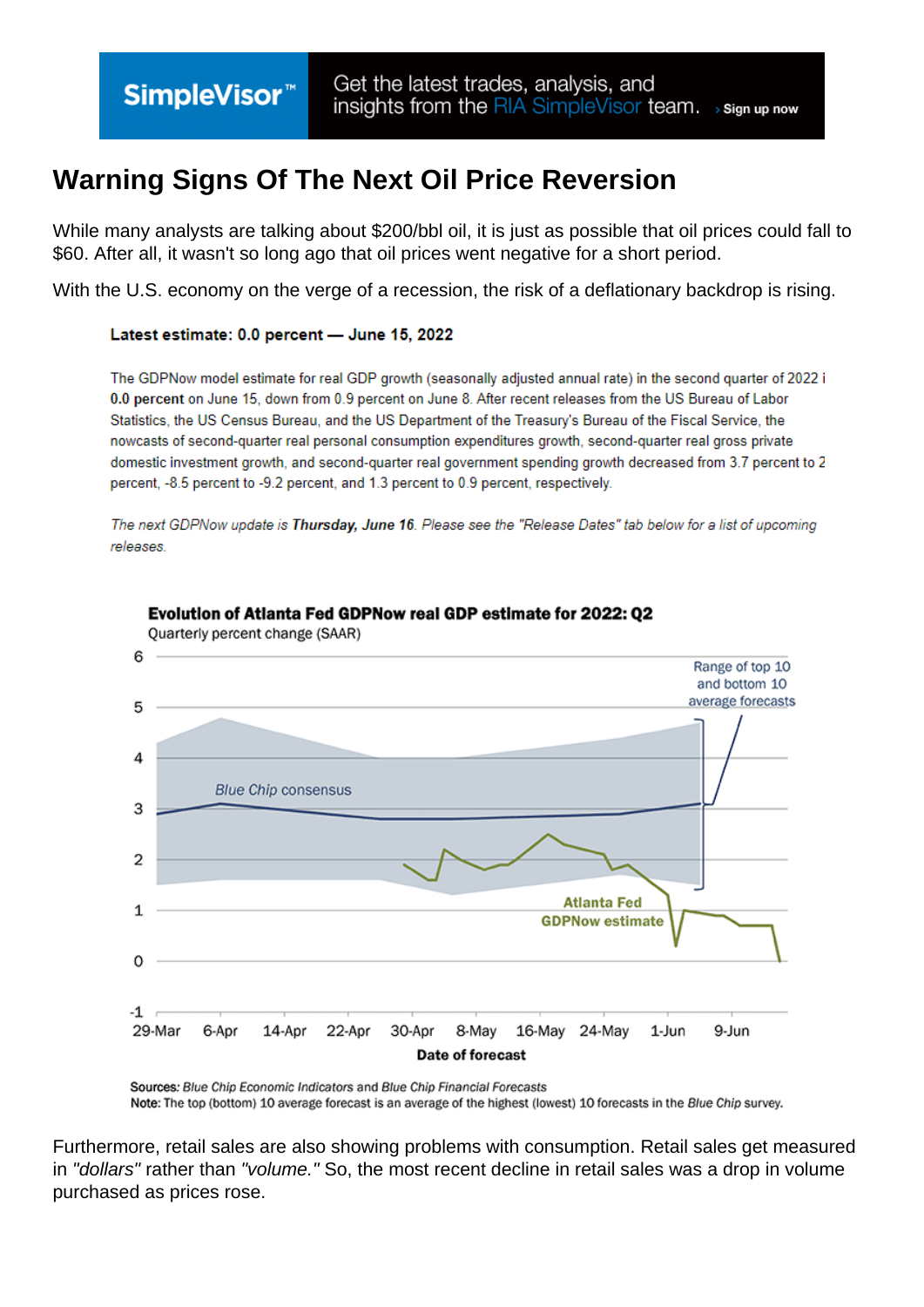SimpleVisor™ Get the latest trades, analysis, and insights from the RIA SimpleVisor team. › Sign up now

## Warning Signs Of The Next Oil Price Reversion

While many analysts are talking about $200/bbl oil, it is just as possible that oil prices could fall to $60. After all, it wasn't so long ago that oil prices went negative for a short period.

With the U.S. economy on the verge of a recession, the risk of a deflationary backdrop is rising.

**Latest estimate: 0.0 percent — June 15, 2022**

The GDPNow model estimate for real GDP growth (seasonally adjusted annual rate) in the second quarter of 2022 i **0.0 percent** on June 15, down from 0.9 percent on June 8. After recent releases from the US Bureau of Labor Statistics, the US Census Bureau, and the US Department of the Treasury's Bureau of the Fiscal Service, the nowcasts of second-quarter real personal consumption expenditures growth, second-quarter real gross private domestic investment growth, and second-quarter real government spending growth decreased from 3.7 percent to 2 percent, -8.5 percent to -9.2 percent, and 1.3 percent to 0.9 percent, respectively.

*The next GDPNow update is **Thursday, June 16**. Please see the "Release Dates" tab below for a list of upcoming releases.*

**Evolution of Atlanta Fed GDPNow real GDP estimate for 2022: Q2**
Quarterly percent change (SAAR)

6
5
4
3
2
1
0
-1

Range of top 10 and bottom 10 average forecasts
*Blue Chip* consensus
Atlanta Fed GDPNow estimate

29-Mar 6-Apr 14-Apr 22-Apr 30-Apr 8-May 16-May 24-May 1-Jun 9-Jun

Date of forecast

Sources: *Blue Chip Economic Indicators* and *Blue Chip Financial Forecasts*
Note: The top (bottom) 10 average forecast is an average of the highest (lowest) 10 forecasts in the *Blue Chip* survey.

Furthermore, retail sales are also showing problems with consumption. Retail sales get measured in *"dollars"* rather than *"volume."* So, the most recent decline in retail sales was a drop in volume purchased as prices rose.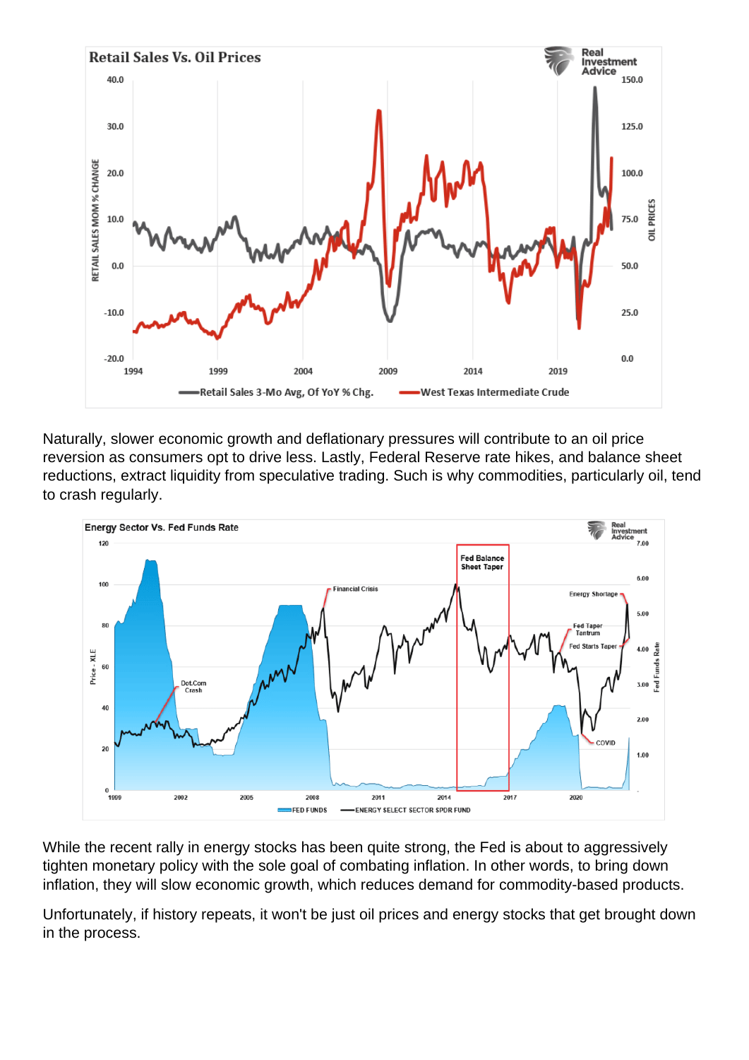Retail Sales Vs. Oil Prices

Real Investment Advice

RETAIL SALES MOM % CHANGE

40.0
30.0
20.0
10.0
0.0
-10.0
-20.0

OIL PRICES

150.0
125.0
100.0
75.0
50.0
25.0
0.0

1994
1999
2004
2009
2014
2019

Retail Sales 3-Mo Avg, Of YoY % Chg.
West Texas Intermediate Crude

Naturally, slower economic growth and deflationary pressures will contribute to an oil price reversion as consumers opt to drive less. Lastly, Federal Reserve rate hikes, and balance sheet reductions, extract liquidity from speculative trading. Such is why commodities, particularly oil, tend to crash regularly.

Energy Sector Vs. Fed Funds Rate

Real Investment Advice

Price - XLE

120
100
80
60
40
20
0

Fed Funds Rate

7.00
6.00
5.00
4.00
3.00
2.00
1.00

Fed Balance Sheet Taper
Financial Crisis
Energy Shortage
Fed Taper Tantrum
Fed Starts Taper
Dot.Com Crash
COVID

1999
2002
2005
2008
2011
2014
2017
2020

FED FUNDS
ENERGY SELECT SECTOR SPDR FUND

While the recent rally in energy stocks has been quite strong, the Fed is about to aggressively tighten monetary policy with the sole goal of combating inflation. In other words, to bring down inflation, they will slow economic growth, which reduces demand for commodity-based products.

Unfortunately, if history repeats, it won't be just oil prices and energy stocks that get brought down in the process.